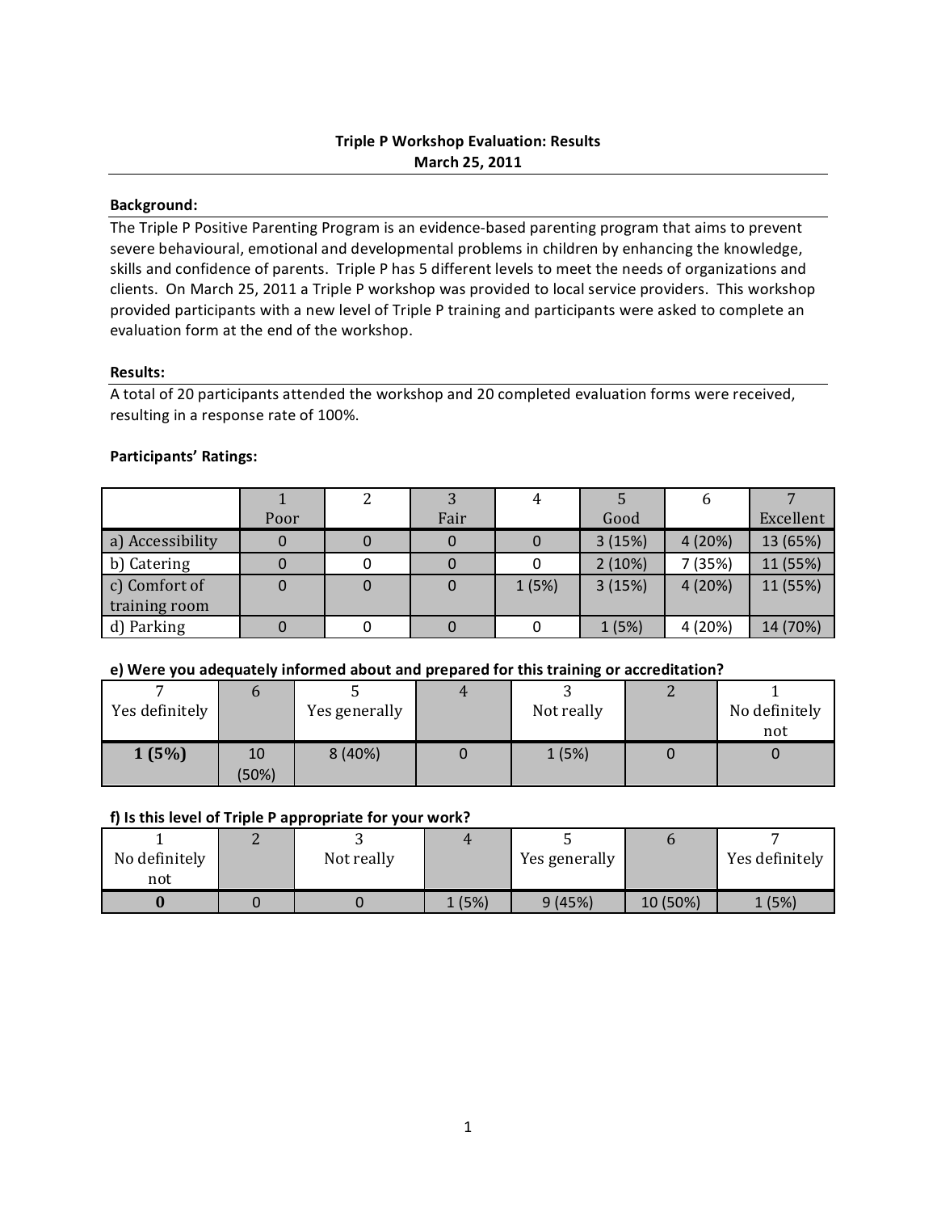**Triple P Workshop Evaluation: Results**
**March 25, 2011**

**Background:**

The Triple P Positive Parenting Program is an evidence-based parenting program that aims to prevent severe behavioural, emotional and developmental problems in children by enhancing the knowledge, skills and confidence of parents. Triple P has 5 different levels to meet the needs of organizations and clients. On March 25, 2011 a Triple P workshop was provided to local service providers. This workshop provided participants with a new level of Triple P training and participants were asked to complete an evaluation form at the end of the workshop.

**Results:**

A total of 20 participants attended the workshop and 20 completed evaluation forms were received, resulting in a response rate of 100%.

**Participants' Ratings:**

| | 1 Poor | 2 | 3 Fair | 4 | 5 Good | 6 | 7 Excellent |
|---|---|---|---|---|---|---|---|
| a) Accessibility | 0 | 0 | 0 | 0 | 3 (15%) | 4 (20%) | 13 (65%) |
| b) Catering | 0 | 0 | 0 | 0 | 2 (10%) | 7 (35%) | 11 (55%) |
| c) Comfort of training room | 0 | 0 | 0 | 1 (5%) | 3 (15%) | 4 (20%) | 11 (55%) |
| d) Parking | 0 | 0 | 0 | 0 | 1 (5%) | 4 (20%) | 14 (70%) |

**e) Were you adequately informed about and prepared for this training or accreditation?**

| 7 Yes definitely | 6 | 5 Yes generally | 4 | 3 Not really | 2 | 1 No definitely not |
|---|---|---|---|---|---|---|
| **1 (5%)** | 10 (50%) | 8 (40%) | 0 | 1 (5%) | 0 | 0 |

**f) Is this level of Triple P appropriate for your work?**

| 1 No definitely not | 2 | 3 Not really | 4 | 5 Yes generally | 6 | 7 Yes definitely |
|---|---|---|---|---|---|---|
| **0** | 0 | 0 | 1 (5%) | 9 (45%) | 10 (50%) | 1 (5%) |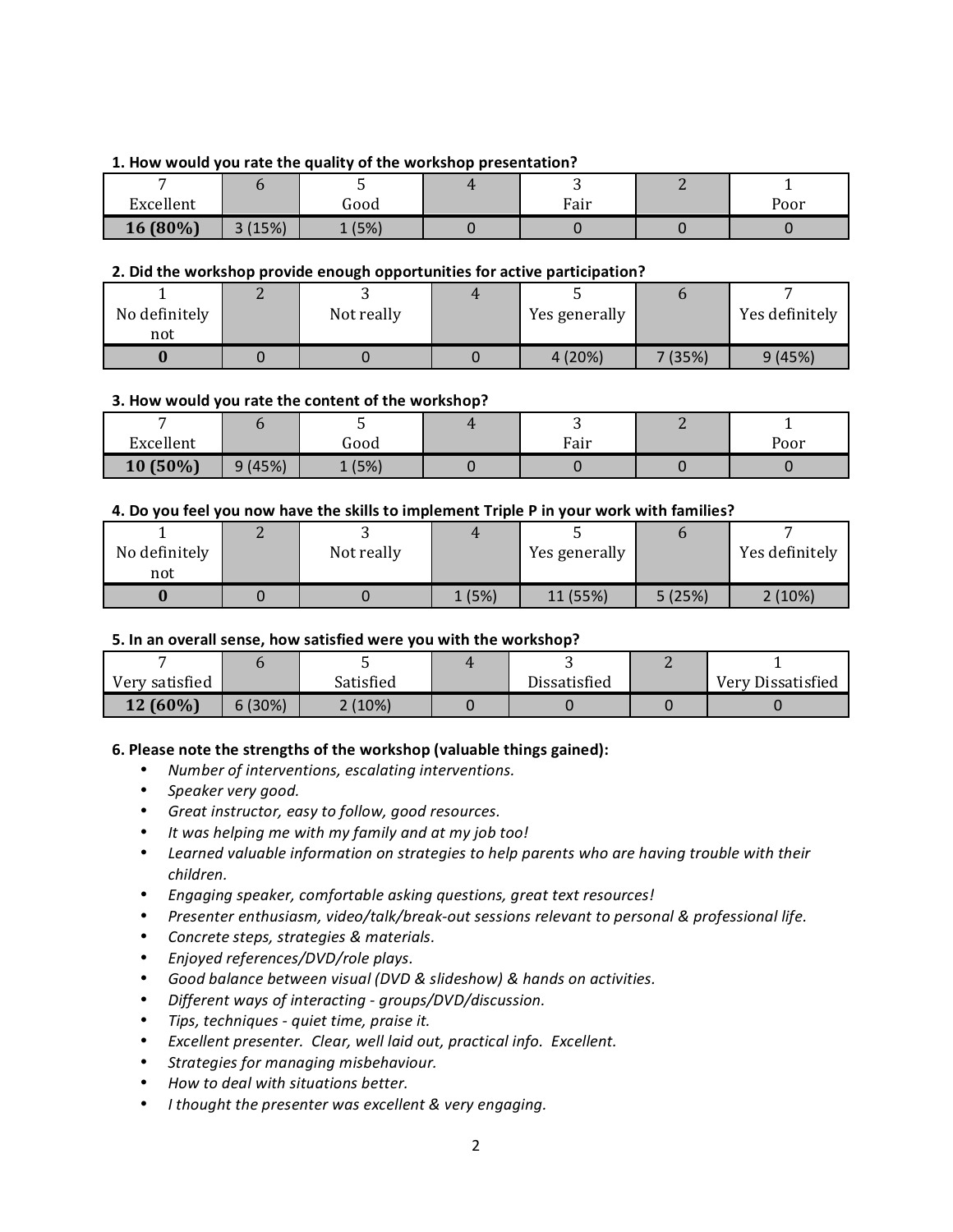**1. How would you rate the quality of the workshop presentation?**

| 7<br>Excellent | 6 | 5<br>Good | 4 | 3<br>Fair | 2 | 1<br>Poor |
|---|---|---|---|---|---|---|
| **16 (80%)** | 3 (15%) | 1 (5%) | 0 | 0 | 0 | 0 |

**2. Did the workshop provide enough opportunities for active participation?**

| 1<br>No definitely not | 2 | 3<br>Not really | 4 | 5<br>Yes generally | 6 | 7<br>Yes definitely |
|---|---|---|---|---|---|---|
| **0** | 0 | 0 | 0 | 4 (20%) | 7 (35%) | 9 (45%) |

**3. How would you rate the content of the workshop?**

| 7<br>Excellent | 6 | 5<br>Good | 4 | 3<br>Fair | 2 | 1<br>Poor |
|---|---|---|---|---|---|---|
| **10 (50%)** | 9 (45%) | 1 (5%) | 0 | 0 | 0 | 0 |

**4. Do you feel you now have the skills to implement Triple P in your work with families?**

| 1<br>No definitely not | 2 | 3<br>Not really | 4 | 5<br>Yes generally | 6 | 7<br>Yes definitely |
|---|---|---|---|---|---|---|
| **0** | 0 | 0 | 1 (5%) | 11 (55%) | 5 (25%) | 2 (10%) |

**5. In an overall sense, how satisfied were you with the workshop?**

| 7<br>Very satisfied | 6 | 5<br>Satisfied | 4 | 3<br>Dissatisfied | 2 | 1<br>Very Dissatisfied |
|---|---|---|---|---|---|---|
| **12 (60%)** | 6 (30%) | 2 (10%) | 0 | 0 | 0 | 0 |

**6. Please note the strengths of the workshop (valuable things gained):**

- *Number of interventions, escalating interventions.*
- *Speaker very good.*
- *Great instructor, easy to follow, good resources.*
- *It was helping me with my family and at my job too!*
- *Learned valuable information on strategies to help parents who are having trouble with their children.*
- *Engaging speaker, comfortable asking questions, great text resources!*
- *Presenter enthusiasm, video/talk/break-out sessions relevant to personal & professional life.*
- *Concrete steps, strategies & materials.*
- *Enjoyed references/DVD/role plays.*
- *Good balance between visual (DVD & slideshow) & hands on activities.*
- *Different ways of interacting - groups/DVD/discussion.*
- *Tips, techniques - quiet time, praise it.*
- *Excellent presenter. Clear, well laid out, practical info. Excellent.*
- *Strategies for managing misbehaviour.*
- *How to deal with situations better.*
- *I thought the presenter was excellent & very engaging.*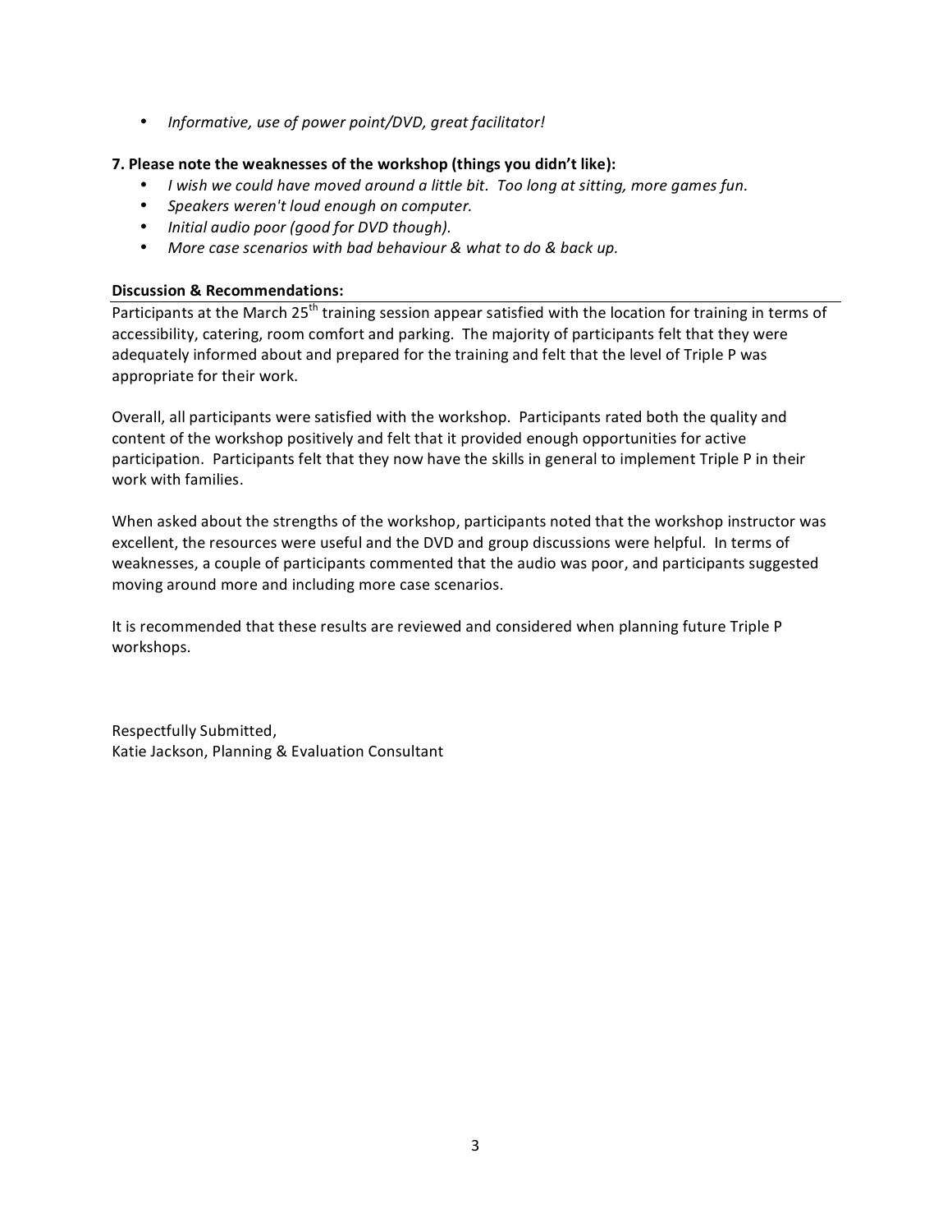- *Informative, use of power point/DVD, great facilitator!*

**7. Please note the weaknesses of the workshop (things you didn't like):**

- *I wish we could have moved around a little bit. Too long at sitting, more games fun.*
- *Speakers weren't loud enough on computer.*
- *Initial audio poor (good for DVD though).*
- *More case scenarios with bad behaviour & what to do & back up.*

**Discussion & Recommendations:**

Participants at the March 25th training session appear satisfied with the location for training in terms of accessibility, catering, room comfort and parking. The majority of participants felt that they were adequately informed about and prepared for the training and felt that the level of Triple P was appropriate for their work.

Overall, all participants were satisfied with the workshop. Participants rated both the quality and content of the workshop positively and felt that it provided enough opportunities for active participation. Participants felt that they now have the skills in general to implement Triple P in their work with families.

When asked about the strengths of the workshop, participants noted that the workshop instructor was excellent, the resources were useful and the DVD and group discussions were helpful. In terms of weaknesses, a couple of participants commented that the audio was poor, and participants suggested moving around more and including more case scenarios.

It is recommended that these results are reviewed and considered when planning future Triple P workshops.

Respectfully Submitted,
Katie Jackson, Planning & Evaluation Consultant